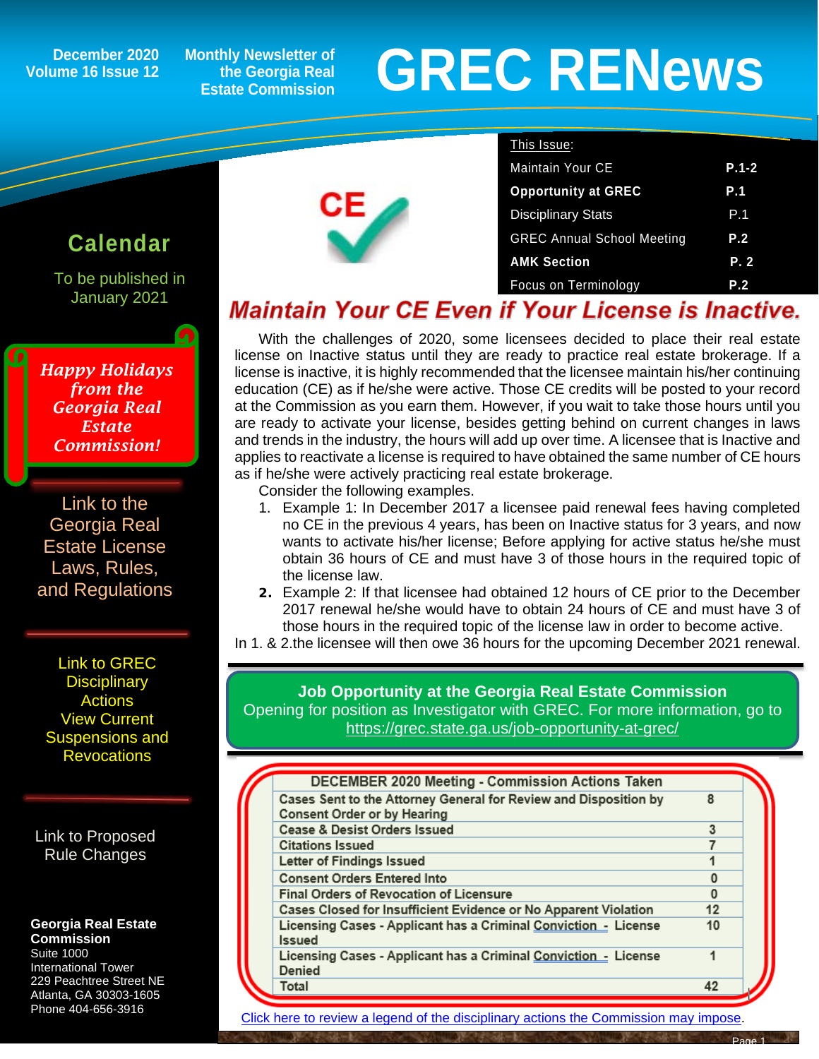December 2020
Volume 16 Issue 12

Monthly Newsletter of the Georgia Real Estate Commission

# GREC RENews

**This Issue:**

| | |
|---|---|
| Maintain Your CE | **P.1-2** |
| **Opportunity at GREC** | **P.1** |
| Disciplinary Stats | P.1 |
| GREC Annual School Meeting | **P.2** |
| **AMK Section** | **P. 2** |
| Focus on Terminology | **P.2** |

## Calendar

To be published in January 2021

***Happy Holidays from the Georgia Real Estate Commission!***

Link to the Georgia Real Estate License Laws, Rules, and Regulations

Link to GREC Disciplinary Actions
View Current Suspensions and Revocations

Link to Proposed Rule Changes

**Georgia Real Estate Commission**
Suite 1000
International Tower
229 Peachtree Street NE
Atlanta, GA 30303-1605
Phone 404-656-3916

## *Maintain Your CE Even if Your License is Inactive.*

With the challenges of 2020, some licensees decided to place their real estate license on Inactive status until they are ready to practice real estate brokerage. If a license is inactive, it is highly recommended that the licensee maintain his/her continuing education (CE) as if he/she were active. Those CE credits will be posted to your record at the Commission as you earn them. However, if you wait to take those hours until you are ready to activate your license, besides getting behind on current changes in laws and trends in the industry, the hours will add up over time. A licensee that is Inactive and applies to reactivate a license is required to have obtained the same number of CE hours as if he/she were actively practicing real estate brokerage.

Consider the following examples.

1. Example 1: In December 2017 a licensee paid renewal fees having completed no CE in the previous 4 years, has been on Inactive status for 3 years, and now wants to activate his/her license; Before applying for active status he/she must obtain 36 hours of CE and must have 3 of those hours in the required topic of the license law.
2. Example 2: If that licensee had obtained 12 hours of CE prior to the December 2017 renewal he/she would have to obtain 24 hours of CE and must have 3 of those hours in the required topic of the license law in order to become active.

In 1. & 2.the licensee will then owe 36 hours for the upcoming December 2021 renewal.

**Job Opportunity at the Georgia Real Estate Commission**
Opening for position as Investigator with GREC. For more information, go to https://grec.state.ga.us/job-opportunity-at-grec/

| DECEMBER 2020 Meeting - Commission Actions Taken | |
|---|---|
| Cases Sent to the Attorney General for Review and Disposition by Consent Order or by Hearing | 8 |
| Cease & Desist Orders Issued | 3 |
| Citations Issued | 7 |
| Letter of Findings Issued | 1 |
| Consent Orders Entered Into | 0 |
| Final Orders of Revocation of Licensure | 0 |
| Cases Closed for Insufficient Evidence or No Apparent Violation | 12 |
| Licensing Cases - Applicant has a Criminal Conviction - License Issued | 10 |
| Licensing Cases - Applicant has a Criminal Conviction - License Denied | 1 |
| Total | 42 |

Click here to review a legend of the disciplinary actions the Commission may impose.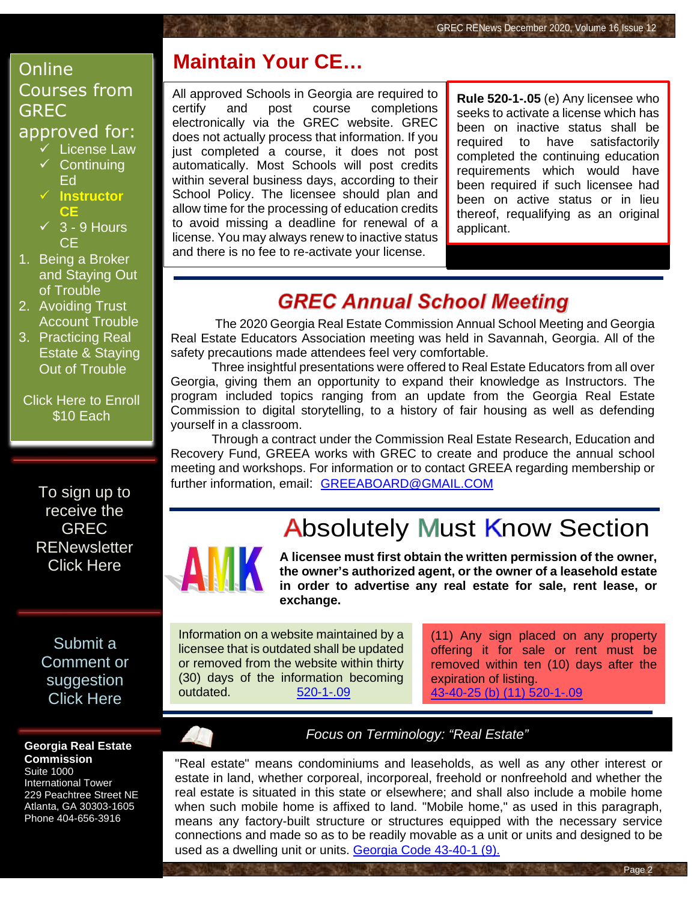# Maintain Your CE…

All approved Schools in Georgia are required to certify and post course completions electronically via the GREC website. GREC does not actually process that information. If you just completed a course, it does not post automatically. Most Schools will post credits within several business days, according to their School Policy. The licensee should plan and allow time for the processing of education credits to avoid missing a deadline for renewal of a license. You may always renew to inactive status and there is no fee to re-activate your license.

**Rule 520-1-.05** (e) Any licensee who seeks to activate a license which has been on inactive status shall be required to have satisfactorily completed the continuing education requirements which would have been required if such licensee had been on active status or in lieu thereof, requalifying as an original applicant.

## GREC Annual School Meeting

The 2020 Georgia Real Estate Commission Annual School Meeting and Georgia Real Estate Educators Association meeting was held in Savannah, Georgia. All of the safety precautions made attendees feel very comfortable.

Three insightful presentations were offered to Real Estate Educators from all over Georgia, giving them an opportunity to expand their knowledge as Instructors. The program included topics ranging from an update from the Georgia Real Estate Commission to digital storytelling, to a history of fair housing as well as defending yourself in a classroom.

Through a contract under the Commission Real Estate Research, Education and Recovery Fund, GREEA works with GREC to create and produce the annual school meeting and workshops. For information or to contact GREEA regarding membership or further information, email: GREEABOARD@GMAIL.COM

## Absolutely Must Know Section

**A licensee must first obtain the written permission of the owner, the owner's authorized agent, or the owner of a leasehold estate in order to advertise any real estate for sale, rent lease, or exchange.**

Information on a website maintained by a licensee that is outdated shall be updated or removed from the website within thirty (30) days of the information becoming outdated. 520-1-.09

(11) Any sign placed on any property offering it for sale or rent must be removed within ten (10) days after the expiration of listing. 43-40-25 (b) (11) 520-1-.09

### *Focus on Terminology: "Real Estate"*

"Real estate" means condominiums and leaseholds, as well as any other interest or estate in land, whether corporeal, incorporeal, freehold or nonfreehold and whether the real estate is situated in this state or elsewhere; and shall also include a mobile home when such mobile home is affixed to land. "Mobile home," as used in this paragraph, means any factory-built structure or structures equipped with the necessary service connections and made so as to be readily movable as a unit or units and designed to be used as a dwelling unit or units. Georgia Code 43-40-1 (9).

---

Online Courses from GREC approved for:

- License Law
- Continuing Ed
- **Instructor CE**
- 3 - 9 Hours CE

1. Being a Broker and Staying Out of Trouble
2. Avoiding Trust Account Trouble
3. Practicing Real Estate & Staying Out of Trouble

Click Here to Enroll
$10 Each

To sign up to receive the GREC RENewsletter Click Here

Submit a Comment or suggestion Click Here

**Georgia Real Estate Commission**
Suite 1000
International Tower
229 Peachtree Street NE
Atlanta, GA 30303-1605
Phone 404-656-3916